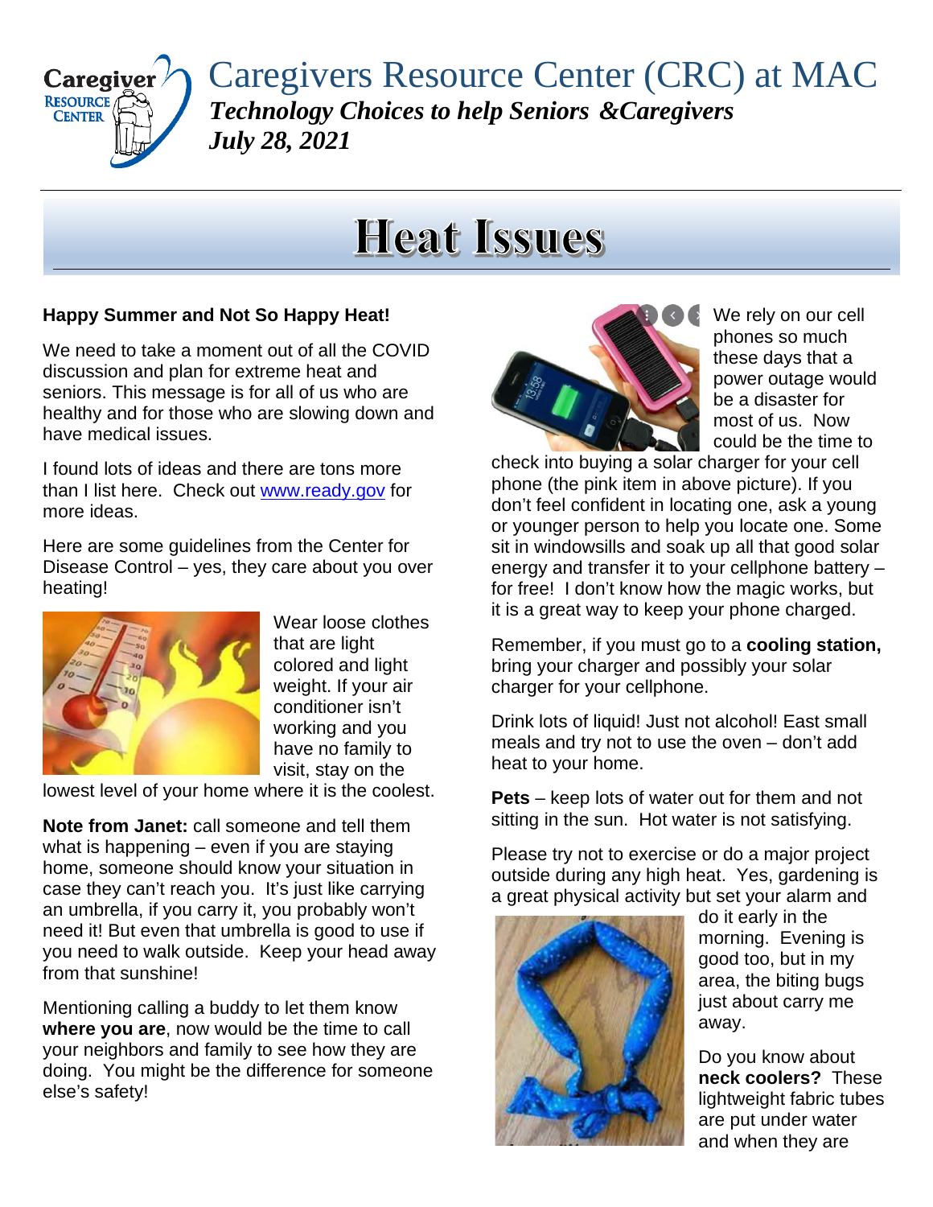# Caregivers Resource Center (CRC) at MAC

***Technology Choices to help Seniors &Caregivers***

***July 28, 2021***

## Heat Issues

**Happy Summer and Not So Happy Heat!**

We need to take a moment out of all the COVID discussion and plan for extreme heat and seniors. This message is for all of us who are healthy and for those who are slowing down and have medical issues.

I found lots of ideas and there are tons more than I list here. Check out [www.ready.gov](http://www.ready.gov) for more ideas.

Here are some guidelines from the Center for Disease Control – yes, they care about you over heating!

Wear loose clothes that are light colored and light weight. If your air conditioner isn't working and you have no family to visit, stay on the lowest level of your home where it is the coolest.

**Note from Janet:** call someone and tell them what is happening – even if you are staying home, someone should know your situation in case they can't reach you. It's just like carrying an umbrella, if you carry it, you probably won't need it! But even that umbrella is good to use if you need to walk outside. Keep your head away from that sunshine!

Mentioning calling a buddy to let them know **where you are**, now would be the time to call your neighbors and family to see how they are doing. You might be the difference for someone else's safety!

We rely on our cell phones so much these days that a power outage would be a disaster for most of us. Now could be the time to check into buying a solar charger for your cell phone (the pink item in above picture). If you don't feel confident in locating one, ask a young or younger person to help you locate one. Some sit in windowsills and soak up all that good solar energy and transfer it to your cellphone battery – for free! I don't know how the magic works, but it is a great way to keep your phone charged.

Remember, if you must go to a **cooling station,** bring your charger and possibly your solar charger for your cellphone.

Drink lots of liquid! Just not alcohol! East small meals and try not to use the oven – don't add heat to your home.

**Pets** – keep lots of water out for them and not sitting in the sun. Hot water is not satisfying.

Please try not to exercise or do a major project outside during any high heat. Yes, gardening is a great physical activity but set your alarm and do it early in the morning. Evening is good too, but in my area, the biting bugs just about carry me away.

Do you know about **neck coolers?** These lightweight fabric tubes are put under water and when they are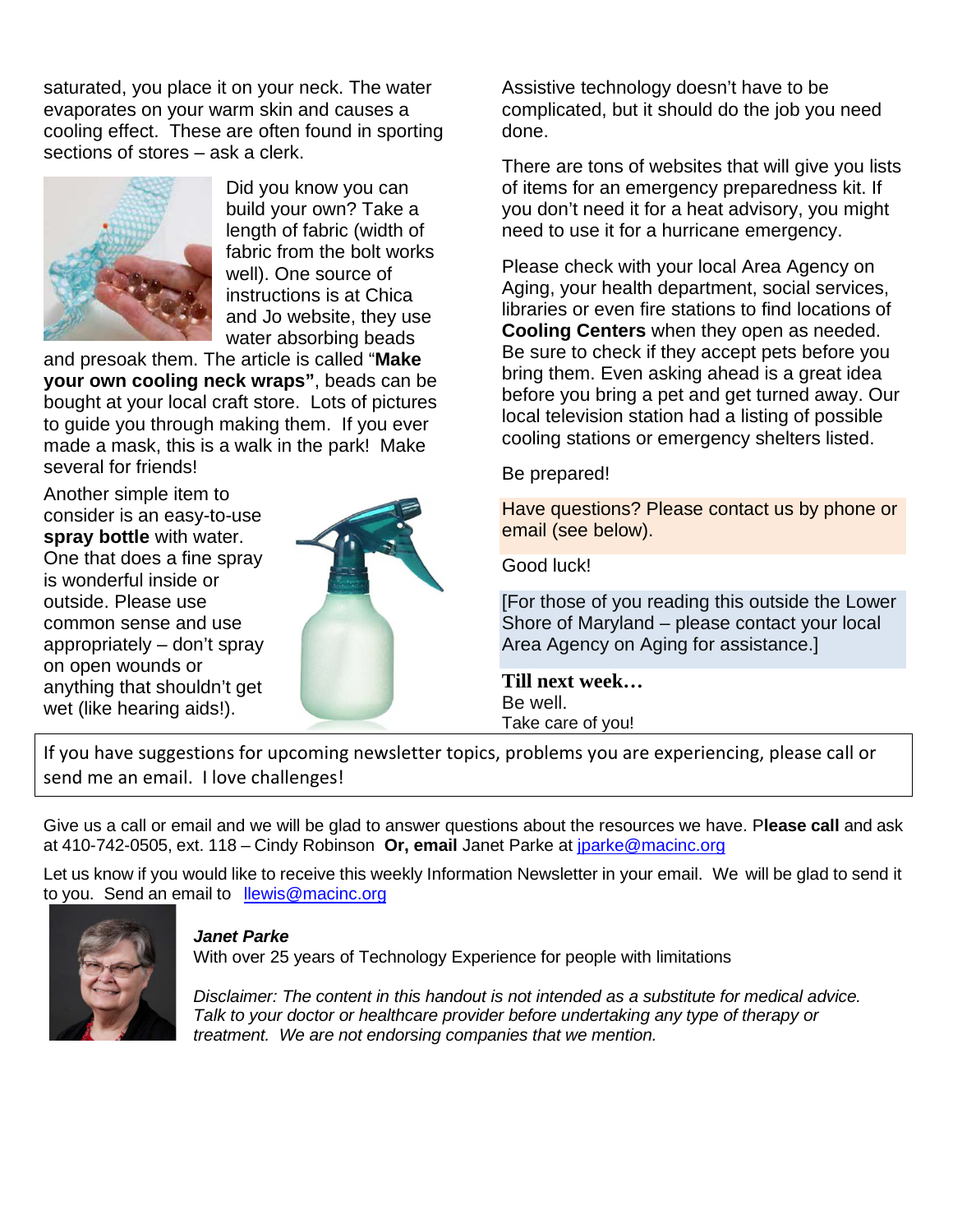saturated, you place it on your neck. The water evaporates on your warm skin and causes a cooling effect. These are often found in sporting sections of stores – ask a clerk.

Did you know you can build your own? Take a length of fabric (width of fabric from the bolt works well). One source of instructions is at Chica and Jo website, they use water absorbing beads and presoak them. The article is called "**Make your own cooling neck wraps"**, beads can be bought at your local craft store. Lots of pictures to guide you through making them. If you ever made a mask, this is a walk in the park! Make several for friends!

Another simple item to consider is an easy-to-use **spray bottle** with water. One that does a fine spray is wonderful inside or outside. Please use common sense and use appropriately – don't spray on open wounds or anything that shouldn't get wet (like hearing aids!).

Assistive technology doesn't have to be complicated, but it should do the job you need done.

There are tons of websites that will give you lists of items for an emergency preparedness kit. If you don't need it for a heat advisory, you might need to use it for a hurricane emergency.

Please check with your local Area Agency on Aging, your health department, social services, libraries or even fire stations to find locations of **Cooling Centers** when they open as needed. Be sure to check if they accept pets before you bring them. Even asking ahead is a great idea before you bring a pet and get turned away. Our local television station had a listing of possible cooling stations or emergency shelters listed.

Be prepared!

Have questions? Please contact us by phone or email (see below).

Good luck!

[For those of you reading this outside the Lower Shore of Maryland – please contact your local Area Agency on Aging for assistance.]

**Till next week…**
Be well.
Take care of you!

If you have suggestions for upcoming newsletter topics, problems you are experiencing, please call or send me an email. I love challenges!

Give us a call or email and we will be glad to answer questions about the resources we have. P**lease call** and ask at 410-742-0505, ext. 118 – Cindy Robinson **Or, email** Janet Parke at jparke@macinc.org

Let us know if you would like to receive this weekly Information Newsletter in your email. We will be glad to send it to you. Send an email to llewis@macinc.org

***Janet Parke***
With over 25 years of Technology Experience for people with limitations

*Disclaimer: The content in this handout is not intended as a substitute for medical advice. Talk to your doctor or healthcare provider before undertaking any type of therapy or treatment. We are not endorsing companies that we mention.*